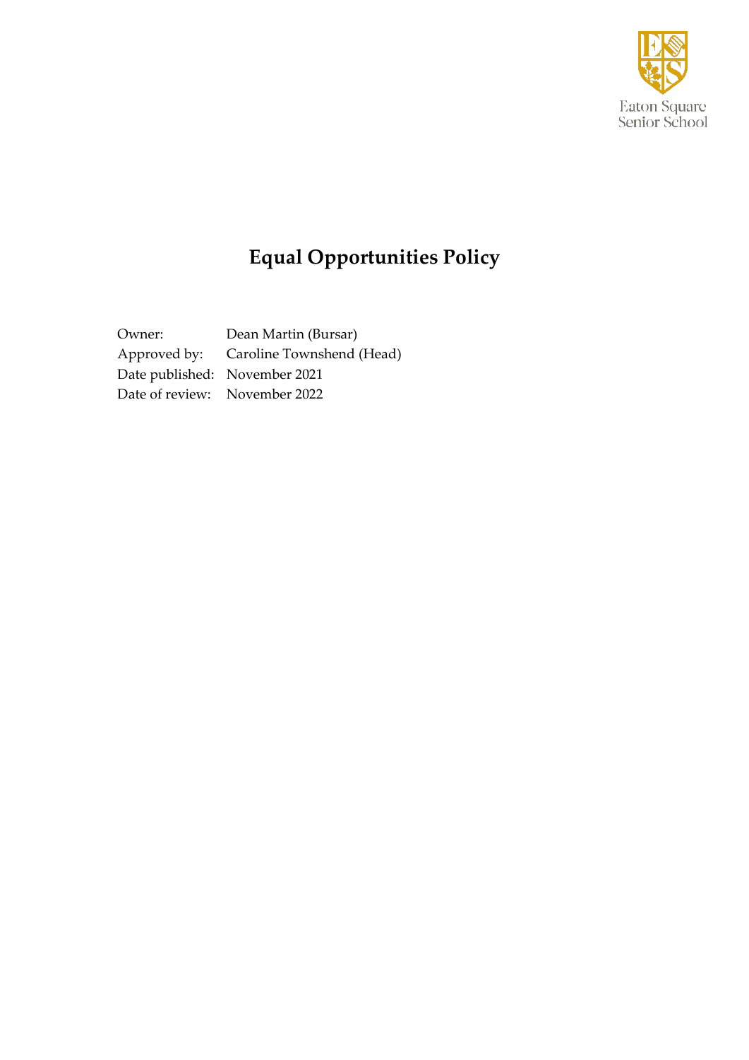Eaton Square Senior School

# Equal Opportunities Policy

| | |
|---|---|
| Owner: | Dean Martin (Bursar) |
| Approved by: | Caroline Townshend (Head) |
| Date published: | November 2021 |
| Date of review: | November 2022 |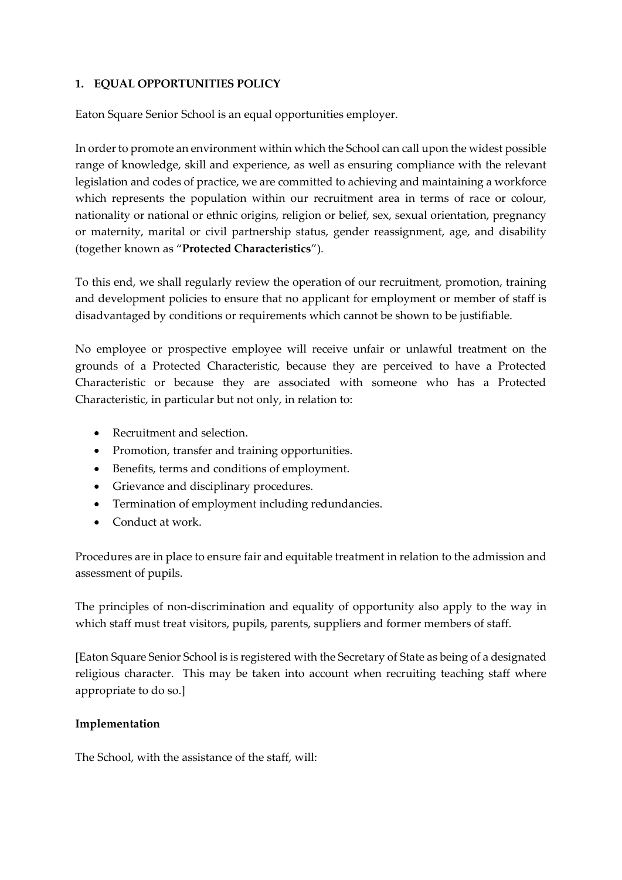## 1. EQUAL OPPORTUNITIES POLICY

Eaton Square Senior School is an equal opportunities employer.

In order to promote an environment within which the School can call upon the widest possible range of knowledge, skill and experience, as well as ensuring compliance with the relevant legislation and codes of practice, we are committed to achieving and maintaining a workforce which represents the population within our recruitment area in terms of race or colour, nationality or national or ethnic origins, religion or belief, sex, sexual orientation, pregnancy or maternity, marital or civil partnership status, gender reassignment, age, and disability (together known as "**Protected Characteristics**").

To this end, we shall regularly review the operation of our recruitment, promotion, training and development policies to ensure that no applicant for employment or member of staff is disadvantaged by conditions or requirements which cannot be shown to be justifiable.

No employee or prospective employee will receive unfair or unlawful treatment on the grounds of a Protected Characteristic, because they are perceived to have a Protected Characteristic or because they are associated with someone who has a Protected Characteristic, in particular but not only, in relation to:

- Recruitment and selection.
- Promotion, transfer and training opportunities.
- Benefits, terms and conditions of employment.
- Grievance and disciplinary procedures.
- Termination of employment including redundancies.
- Conduct at work.

Procedures are in place to ensure fair and equitable treatment in relation to the admission and assessment of pupils.

The principles of non-discrimination and equality of opportunity also apply to the way in which staff must treat visitors, pupils, parents, suppliers and former members of staff.

[Eaton Square Senior School is is registered with the Secretary of State as being of a designated religious character. This may be taken into account when recruiting teaching staff where appropriate to do so.]

**Implementation**

The School, with the assistance of the staff, will: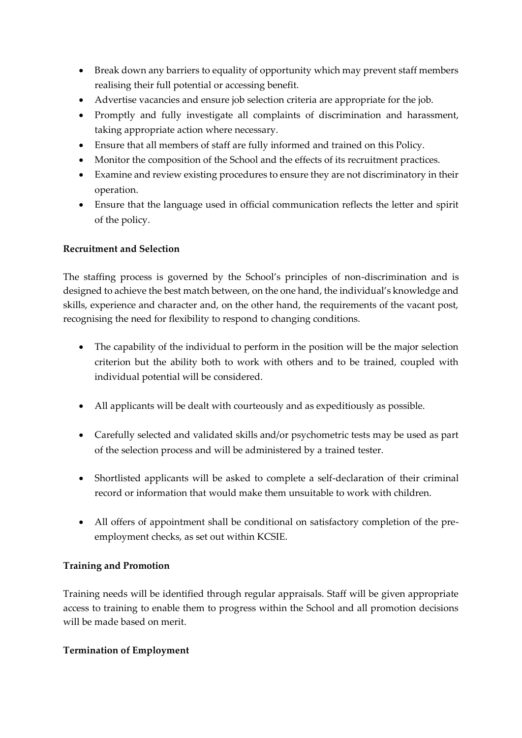- Break down any barriers to equality of opportunity which may prevent staff members realising their full potential or accessing benefit.
- Advertise vacancies and ensure job selection criteria are appropriate for the job.
- Promptly and fully investigate all complaints of discrimination and harassment, taking appropriate action where necessary.
- Ensure that all members of staff are fully informed and trained on this Policy.
- Monitor the composition of the School and the effects of its recruitment practices.
- Examine and review existing procedures to ensure they are not discriminatory in their operation.
- Ensure that the language used in official communication reflects the letter and spirit of the policy.

**Recruitment and Selection**

The staffing process is governed by the School's principles of non-discrimination and is designed to achieve the best match between, on the one hand, the individual's knowledge and skills, experience and character and, on the other hand, the requirements of the vacant post, recognising the need for flexibility to respond to changing conditions.

- The capability of the individual to perform in the position will be the major selection criterion but the ability both to work with others and to be trained, coupled with individual potential will be considered.
- All applicants will be dealt with courteously and as expeditiously as possible.
- Carefully selected and validated skills and/or psychometric tests may be used as part of the selection process and will be administered by a trained tester.
- Shortlisted applicants will be asked to complete a self-declaration of their criminal record or information that would make them unsuitable to work with children.
- All offers of appointment shall be conditional on satisfactory completion of the pre-employment checks, as set out within KCSIE.

**Training and Promotion**

Training needs will be identified through regular appraisals. Staff will be given appropriate access to training to enable them to progress within the School and all promotion decisions will be made based on merit.

**Termination of Employment**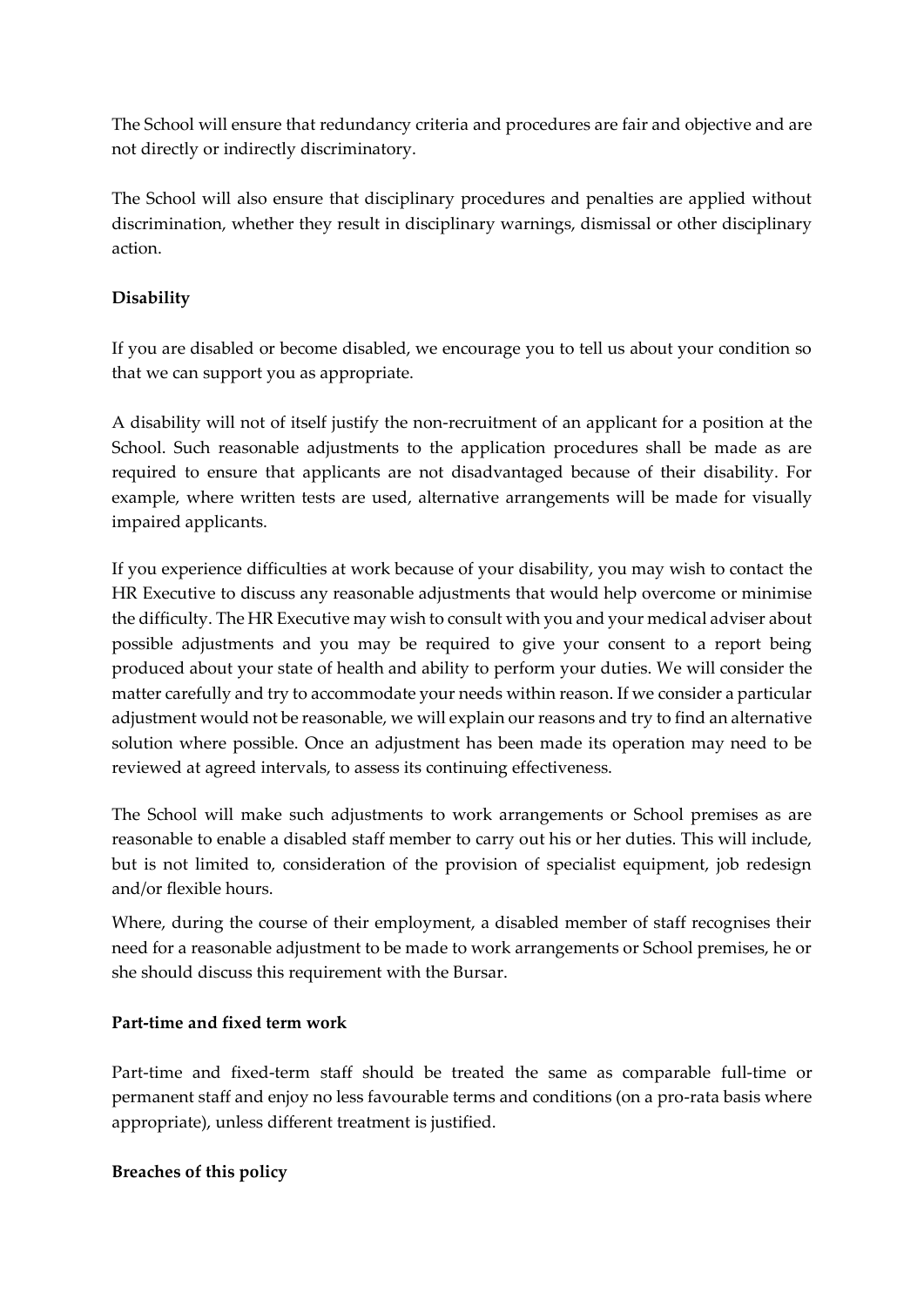The School will ensure that redundancy criteria and procedures are fair and objective and are not directly or indirectly discriminatory.

The School will also ensure that disciplinary procedures and penalties are applied without discrimination, whether they result in disciplinary warnings, dismissal or other disciplinary action.

**Disability**

If you are disabled or become disabled, we encourage you to tell us about your condition so that we can support you as appropriate.

A disability will not of itself justify the non-recruitment of an applicant for a position at the School. Such reasonable adjustments to the application procedures shall be made as are required to ensure that applicants are not disadvantaged because of their disability. For example, where written tests are used, alternative arrangements will be made for visually impaired applicants.

If you experience difficulties at work because of your disability, you may wish to contact the HR Executive to discuss any reasonable adjustments that would help overcome or minimise the difficulty. The HR Executive may wish to consult with you and your medical adviser about possible adjustments and you may be required to give your consent to a report being produced about your state of health and ability to perform your duties. We will consider the matter carefully and try to accommodate your needs within reason. If we consider a particular adjustment would not be reasonable, we will explain our reasons and try to find an alternative solution where possible. Once an adjustment has been made its operation may need to be reviewed at agreed intervals, to assess its continuing effectiveness.

The School will make such adjustments to work arrangements or School premises as are reasonable to enable a disabled staff member to carry out his or her duties. This will include, but is not limited to, consideration of the provision of specialist equipment, job redesign and/or flexible hours.

Where, during the course of their employment, a disabled member of staff recognises their need for a reasonable adjustment to be made to work arrangements or School premises, he or she should discuss this requirement with the Bursar.

**Part-time and fixed term work**

Part-time and fixed-term staff should be treated the same as comparable full-time or permanent staff and enjoy no less favourable terms and conditions (on a pro-rata basis where appropriate), unless different treatment is justified.

**Breaches of this policy**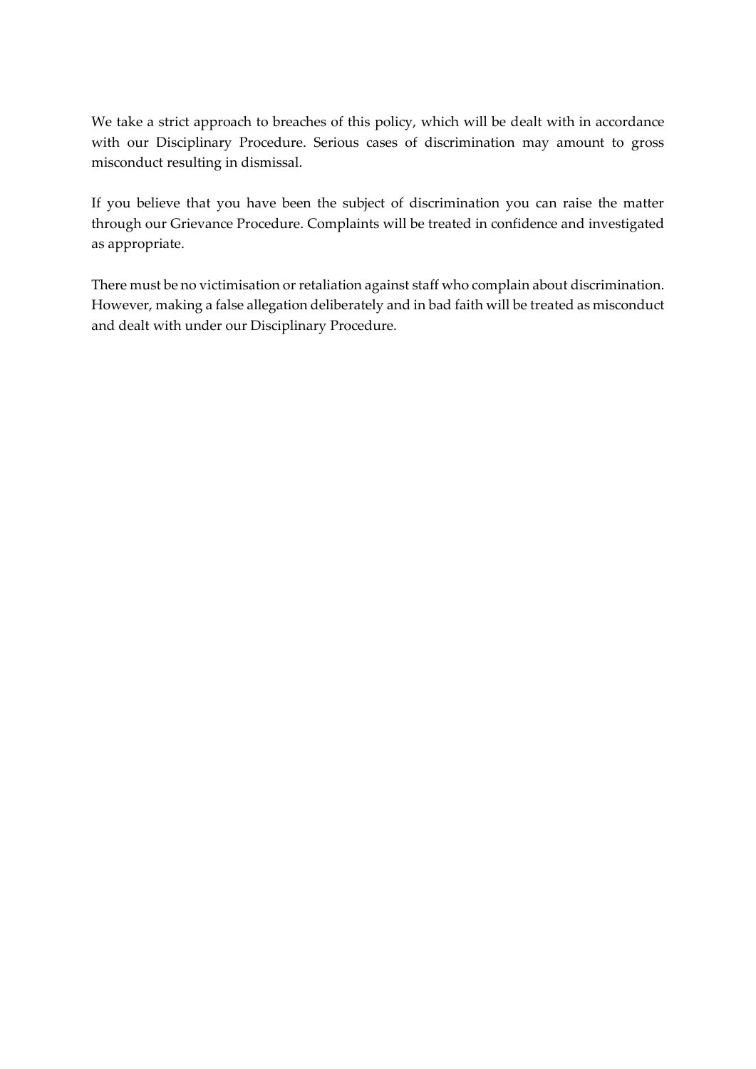We take a strict approach to breaches of this policy, which will be dealt with in accordance with our Disciplinary Procedure. Serious cases of discrimination may amount to gross misconduct resulting in dismissal.

If you believe that you have been the subject of discrimination you can raise the matter through our Grievance Procedure. Complaints will be treated in confidence and investigated as appropriate.

There must be no victimisation or retaliation against staff who complain about discrimination. However, making a false allegation deliberately and in bad faith will be treated as misconduct and dealt with under our Disciplinary Procedure.